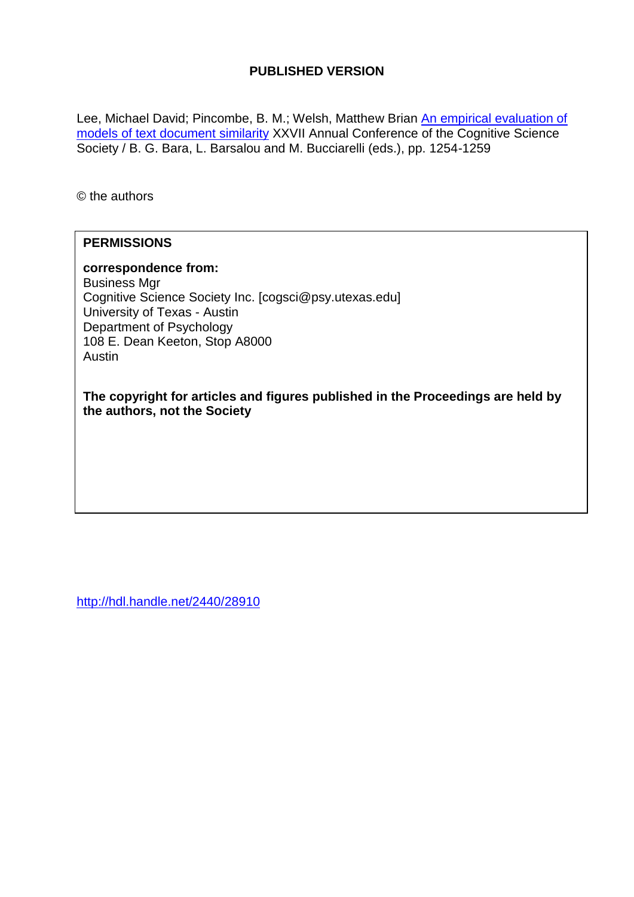**PUBLISHED VERSION**

Lee, Michael David; Pincombe, B. M.; Welsh, Matthew Brian An empirical evaluation of models of text document similarity XXVII Annual Conference of the Cognitive Science Society / B. G. Bara, L. Barsalou and M. Bucciarelli (eds.), pp. 1254-1259

© the authors

**PERMISSIONS**

**correspondence from:**
Business Mgr
Cognitive Science Society Inc. [cogsci@psy.utexas.edu]
University of Texas - Austin
Department of Psychology
108 E. Dean Keeton, Stop A8000
Austin

**The copyright for articles and figures published in the Proceedings are held by the authors, not the Society**

http://hdl.handle.net/2440/28910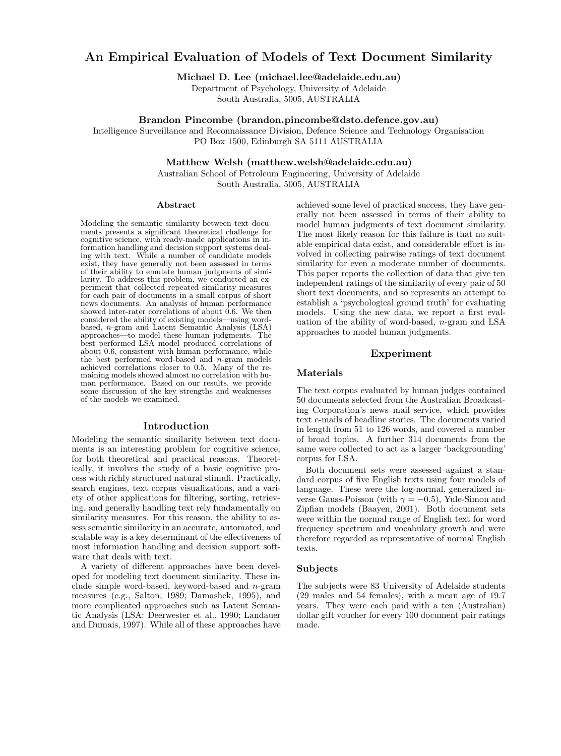# An Empirical Evaluation of Models of Text Document Similarity

**Michael D. Lee (michael.lee@adelaide.edu.au)**
Department of Psychology, University of Adelaide
South Australia, 5005, AUSTRALIA

**Brandon Pincombe (brandon.pincombe@dsto.defence.gov.au)**
Intelligence Surveillance and Reconnaissance Division, Defence Science and Technology Organisation
PO Box 1500, Edinburgh SA 5111 AUSTRALIA

**Matthew Welsh (matthew.welsh@adelaide.edu.au)**
Australian School of Petroleum Engineering, University of Adelaide
South Australia, 5005, AUSTRALIA

## Abstract

Modeling the semantic similarity between text documents presents a significant theoretical challenge for cognitive science, with ready-made applications in information handling and decision support systems dealing with text. While a number of candidate models exist, they have generally not been assessed in terms of their ability to emulate human judgments of similarity. To address this problem, we conducted an experiment that collected repeated similarity measures for each pair of documents in a small corpus of short news documents. An analysis of human performance showed inter-rater correlations of about 0.6. We then considered the ability of existing models—using word-based, $n$-gram and Latent Semantic Analysis (LSA) approaches—to model these human judgments. The best performed LSA model produced correlations of about 0.6, consistent with human performance, while the best performed word-based and $n$-gram models achieved correlations closer to 0.5. Many of the remaining models showed almost no correlation with human performance. Based on our results, we provide some discussion of the key strengths and weaknesses of the models we examined.

## Introduction

Modeling the semantic similarity between text documents is an interesting problem for cognitive science, for both theoretical and practical reasons. Theoretically, it involves the study of a basic cognitive process with richly structured natural stimuli. Practically, search engines, text corpus visualizations, and a variety of other applications for filtering, sorting, retrieving, and generally handling text rely fundamentally on similarity measures. For this reason, the ability to assess semantic similarity in an accurate, automated, and scalable way is a key determinant of the effectiveness of most information handling and decision support software that deals with text.

A variety of different approaches have been developed for modeling text document similarity. These include simple word-based, keyword-based and $n$-gram measures (e.g., Salton, 1989; Damashek, 1995), and more complicated approaches such as Latent Semantic Analysis (LSA: Deerwester et al., 1990; Landauer and Dumais, 1997). While all of these approaches have achieved some level of practical success, they have generally not been assessed in terms of their ability to model human judgments of text document similarity. The most likely reason for this failure is that no suitable empirical data exist, and considerable effort is involved in collecting pairwise ratings of text document similarity for even a moderate number of documents. This paper reports the collection of data that give ten independent ratings of the similarity of every pair of 50 short text documents, and so represents an attempt to establish a 'psychological ground truth' for evaluating models. Using the new data, we report a first evaluation of the ability of word-based, $n$-gram and LSA approaches to model human judgments.

## Experiment

### Materials

The text corpus evaluated by human judges contained 50 documents selected from the Australian Broadcasting Corporation's news mail service, which provides text e-mails of headline stories. The documents varied in length from 51 to 126 words, and covered a number of broad topics. A further 314 documents from the same were collected to act as a larger 'backgrounding' corpus for LSA.

Both document sets were assessed against a standard corpus of five English texts using four models of language. These were the log-normal, generalized inverse Gauss-Poisson (with $\gamma = -0.5$), Yule-Simon and Zipfian models (Baayen, 2001). Both document sets were within the normal range of English text for word frequency spectrum and vocabulary growth and were therefore regarded as representative of normal English texts.

### Subjects

The subjects were 83 University of Adelaide students (29 males and 54 females), with a mean age of 19.7 years. They were each paid with a ten (Australian) dollar gift voucher for every 100 document pair ratings made.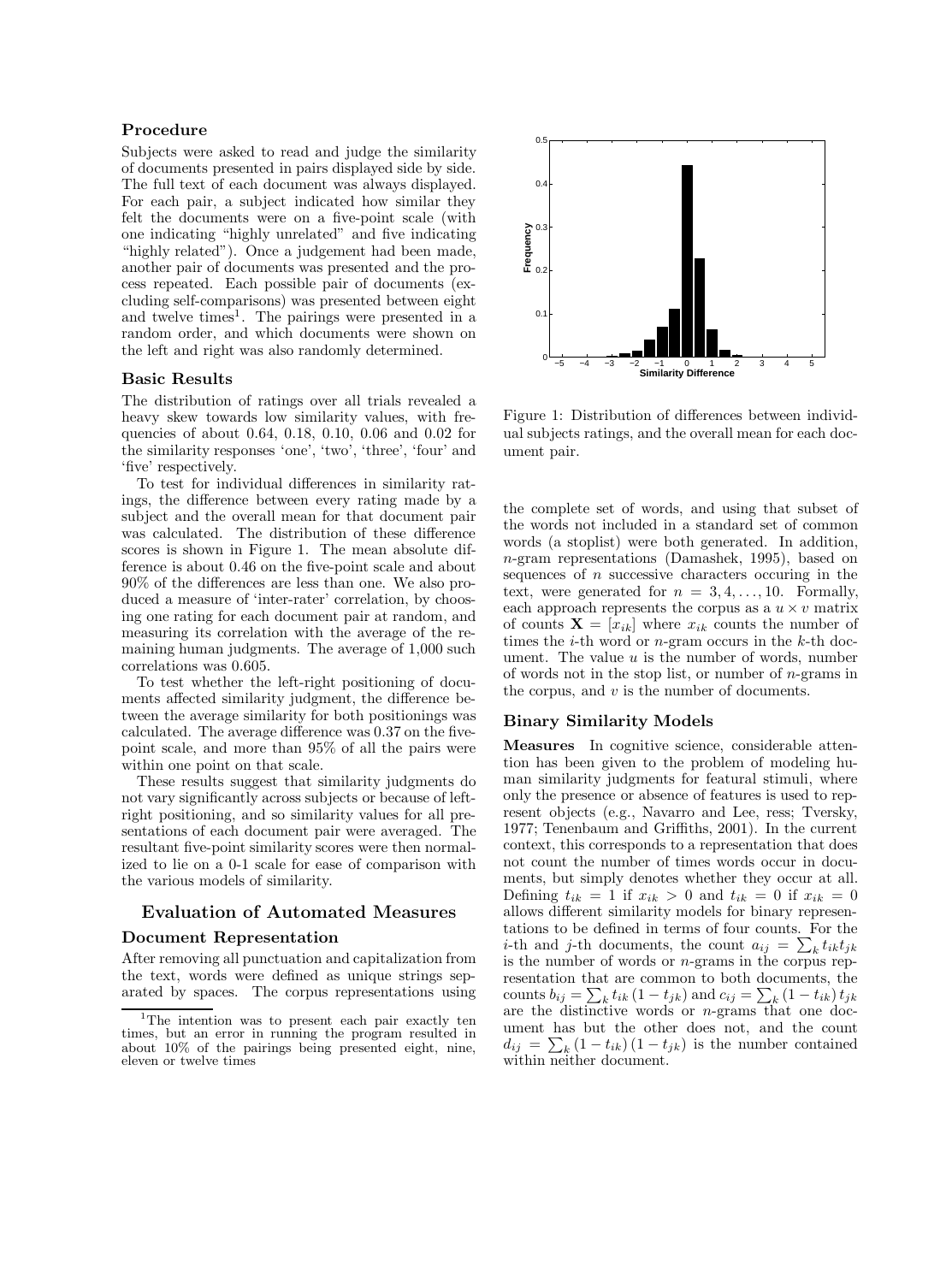### Procedure

Subjects were asked to read and judge the similarity of documents presented in pairs displayed side by side. The full text of each document was always displayed. For each pair, a subject indicated how similar they felt the documents were on a five-point scale (with one indicating "highly unrelated" and five indicating "highly related"). Once a judgement had been made, another pair of documents was presented and the process repeated. Each possible pair of documents (excluding self-comparisons) was presented between eight and twelve times[1]. The pairings were presented in a random order, and which documents were shown on the left and right was also randomly determined.

### Basic Results

The distribution of ratings over all trials revealed a heavy skew towards low similarity values, with frequencies of about 0.64, 0.18, 0.10, 0.06 and 0.02 for the similarity responses 'one', 'two', 'three', 'four' and 'five' respectively.

To test for individual differences in similarity ratings, the difference between every rating made by a subject and the overall mean for that document pair was calculated. The distribution of these difference scores is shown in Figure 1. The mean absolute difference is about 0.46 on the five-point scale and about 90% of the differences are less than one. We also produced a measure of 'inter-rater' correlation, by choosing one rating for each document pair at random, and measuring its correlation with the average of the remaining human judgments. The average of 1,000 such correlations was 0.605.

To test whether the left-right positioning of documents affected similarity judgment, the difference between the average similarity for both positionings was calculated. The average difference was 0.37 on the five-point scale, and more than 95% of all the pairs were within one point on that scale.

These results suggest that similarity judgments do not vary significantly across subjects or because of left-right positioning, and so similarity values for all presentations of each document pair were averaged. The resultant five-point similarity scores were then normalized to lie on a 0-1 scale for ease of comparison with the various models of similarity.

Figure 1: Distribution of differences between individual subjects ratings, and the overall mean for each document pair.

## Evaluation of Automated Measures

### Document Representation

After removing all punctuation and capitalization from the text, words were defined as unique strings separated by spaces. The corpus representations using the complete set of words, and using that subset of the words not included in a standard set of common words (a stoplist) were both generated. In addition, $n$-gram representations (Damashek, 1995), based on sequences of $n$ successive characters occuring in the text, were generated for $n = 3, 4, \ldots, 10$. Formally, each approach represents the corpus as a $u \times v$ matrix of counts $\mathbf{X} = [x_{ik}]$ where $x_{ik}$ counts the number of times the $i$-th word or $n$-gram occurs in the $k$-th document. The value $u$ is the number of words, number of words not in the stop list, or number of $n$-grams in the corpus, and $v$ is the number of documents.

### Binary Similarity Models

**Measures** In cognitive science, considerable attention has been given to the problem of modeling human similarity judgments for featural stimuli, where only the presence or absence of features is used to represent objects (e.g., Navarro and Lee, ress; Tversky, 1977; Tenenbaum and Griffiths, 2001). In the current context, this corresponds to a representation that does not count the number of times words occur in documents, but simply denotes whether they occur at all. Defining $t_{ik} = 1$ if $x_{ik} > 0$ and $t_{ik} = 0$ if $x_{ik} = 0$ allows different similarity models for binary representations to be defined in terms of four counts. For the $i$-th and $j$-th documents, the count $a_{ij} = \sum_k t_{ik} t_{jk}$ is the number of words or $n$-grams in the corpus representation that are common to both documents, the counts $b_{ij} = \sum_k t_{ik} (1 - t_{jk})$ and $c_{ij} = \sum_k (1 - t_{ik}) t_{jk}$ are the distinctive words or $n$-grams that one document has but the other does not, and the count $d_{ij} = \sum_k (1 - t_{ik}) (1 - t_{jk})$ is the number contained within neither document.

[1] The intention was to present each pair exactly ten times, but an error in running the program resulted in about 10% of the pairings being presented eight, nine, eleven or twelve times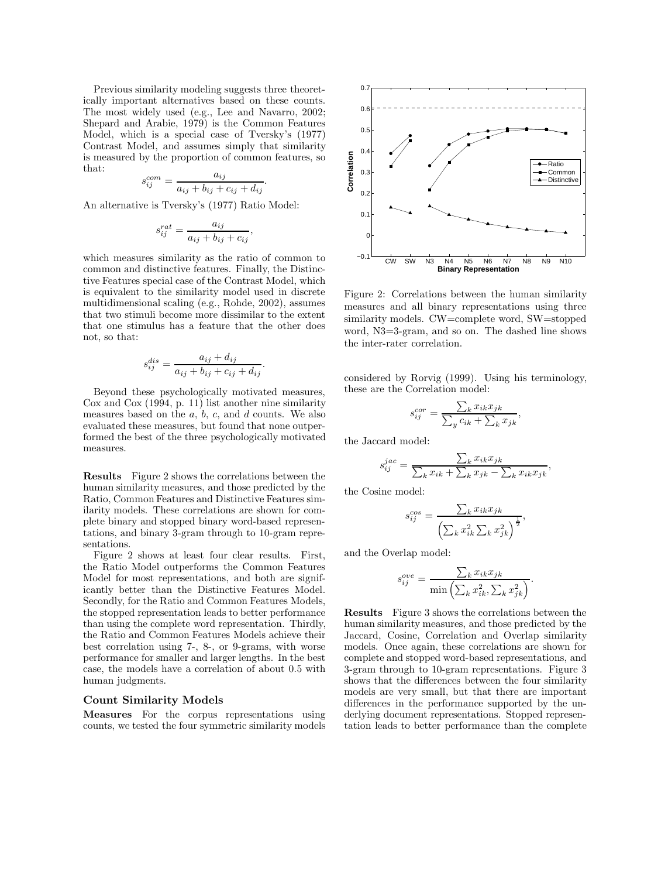Previous similarity modeling suggests three theoretically important alternatives based on these counts. The most widely used (e.g., Lee and Navarro, 2002; Shepard and Arabie, 1979) is the Common Features Model, which is a special case of Tversky's (1977) Contrast Model, and assumes simply that similarity is measured by the proportion of common features, so that:

$$s_{ij}^{com} = \frac{a_{ij}}{a_{ij} + b_{ij} + c_{ij} + d_{ij}}.$$

An alternative is Tversky's (1977) Ratio Model:

$$s_{ij}^{rat} = \frac{a_{ij}}{a_{ij} + b_{ij} + c_{ij}},$$

which measures similarity as the ratio of common to common and distinctive features. Finally, the Distinctive Features special case of the Contrast Model, which is equivalent to the similarity model used in discrete multidimensional scaling (e.g., Rohde, 2002), assumes that two stimuli become more dissimilar to the extent that one stimulus has a feature that the other does not, so that:

$$s_{ij}^{dis} = \frac{a_{ij} + d_{ij}}{a_{ij} + b_{ij} + c_{ij} + d_{ij}}.$$

Beyond these psychologically motivated measures, Cox and Cox (1994, p. 11) list another nine similarity measures based on the $a$, $b$, $c$, and $d$ counts. We also evaluated these measures, but found that none outperformed the best of the three psychologically motivated measures.

**Results** Figure 2 shows the correlations between the human similarity measures, and those predicted by the Ratio, Common Features and Distinctive Features similarity models. These correlations are shown for complete binary and stopped binary word-based representations, and binary 3-gram through to 10-gram representations.

Figure 2 shows at least four clear results. First, the Ratio Model outperforms the Common Features Model for most representations, and both are significantly better than the Distinctive Features Model. Secondly, for the Ratio and Common Features Models, the stopped representation leads to better performance than using the complete word representation. Thirdly, the Ratio and Common Features Models achieve their best correlation using 7-, 8-, or 9-grams, with worse performance for smaller and larger lengths. In the best case, the models have a correlation of about 0.5 with human judgments.

### Count Similarity Models

**Measures** For the corpus representations using counts, we tested the four symmetric similarity models

Figure 2: Correlations between the human similarity measures and all binary representations using three similarity models. CW=complete word, SW=stopped word, N3=3-gram, and so on. The dashed line shows the inter-rater correlation.

considered by Rorvig (1999). Using his terminology, these are the Correlation model:

$$s_{ij}^{cor} = \frac{\sum_k x_{ik} x_{jk}}{\sum_y c_{ik} + \sum_k x_{jk}},$$

the Jaccard model:

$$s_{ij}^{jac} = \frac{\sum_k x_{ik} x_{jk}}{\sum_k x_{ik} + \sum_k x_{jk} - \sum_k x_{ik} x_{jk}},$$

the Cosine model:

$$s_{ij}^{cos} = \frac{\sum_k x_{ik} x_{jk}}{\left(\sum_k x_{ik}^2 \sum_k x_{jk}^2\right)^{\frac{1}{2}}},$$

and the Overlap model:

$$s_{ij}^{ove} = \frac{\sum_k x_{ik} x_{jk}}{\min\left(\sum_k x_{ik}^2, \sum_k x_{jk}^2\right)}.$$

**Results** Figure 3 shows the correlations between the human similarity measures, and those predicted by the Jaccard, Cosine, Correlation and Overlap similarity models. Once again, these correlations are shown for complete and stopped word-based representations, and 3-gram through to 10-gram representations. Figure 3 shows that the differences between the four similarity models are very small, but that there are important differences in the performance supported by the underlying document representations. Stopped representation leads to better performance than the complete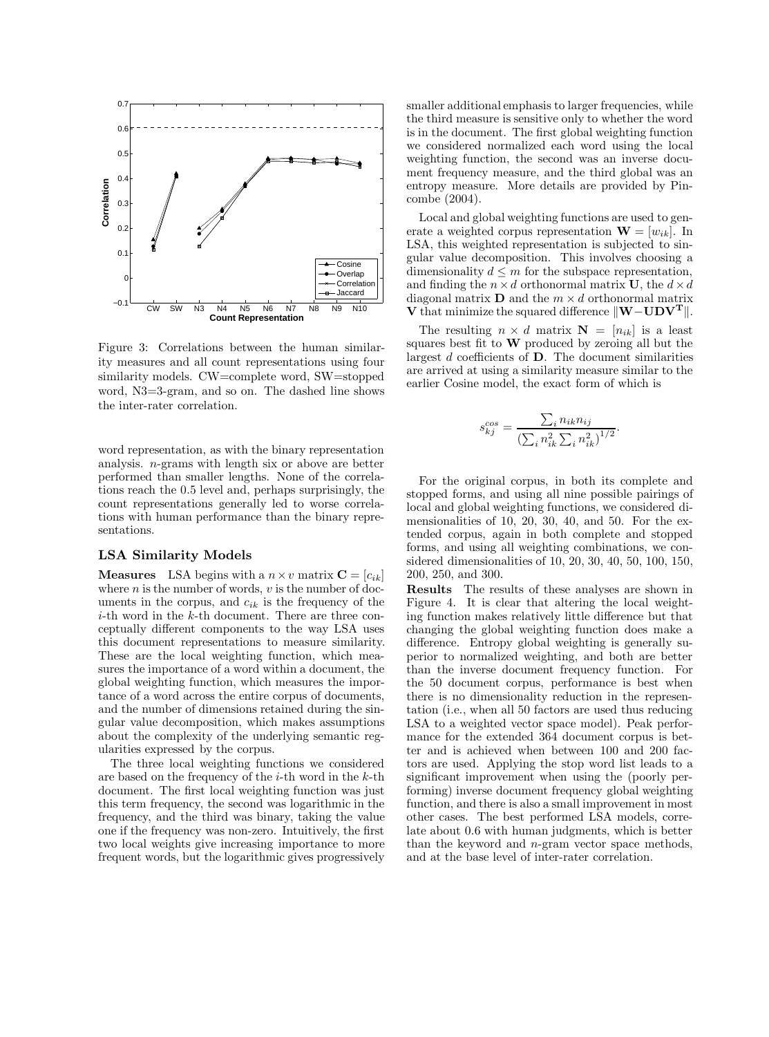Figure 3: Correlations between the human similarity measures and all count representations using four similarity models. CW=complete word, SW=stopped word, N3=3-gram, and so on. The dashed line shows the inter-rater correlation.

word representation, as with the binary representation analysis. $n$-grams with length six or above are better performed than smaller lengths. None of the correlations reach the 0.5 level and, perhaps surprisingly, the count representations generally led to worse correlations with human performance than the binary representations.

### LSA Similarity Models

**Measures** LSA begins with a $n \times v$ matrix $\mathbf{C} = [c_{ik}]$ where $n$ is the number of words, $v$ is the number of documents in the corpus, and $c_{ik}$ is the frequency of the $i$-th word in the $k$-th document. There are three conceptually different components to the way LSA uses this document representations to measure similarity. These are the local weighting function, which measures the importance of a word within a document, the global weighting function, which measures the importance of a word across the entire corpus of documents, and the number of dimensions retained during the singular value decomposition, which makes assumptions about the complexity of the underlying semantic regularities expressed by the corpus.

The three local weighting functions we considered are based on the frequency of the $i$-th word in the $k$-th document. The first local weighting function was just this term frequency, the second was logarithmic in the frequency, and the third was binary, taking the value one if the frequency was non-zero. Intuitively, the first two local weights give increasing importance to more frequent words, but the logarithmic gives progressively smaller additional emphasis to larger frequencies, while the third measure is sensitive only to whether the word is in the document. The first global weighting function we considered normalized each word using the local weighting function, the second was an inverse document frequency measure, and the third global was an entropy measure. More details are provided by Pincombe (2004).

Local and global weighting functions are used to generate a weighted corpus representation $\mathbf{W} = [w_{ik}]$. In LSA, this weighted representation is subjected to singular value decomposition. This involves choosing a dimensionality $d \leq m$ for the subspace representation, and finding the $n \times d$ orthonormal matrix $\mathbf{U}$, the $d \times d$ diagonal matrix $\mathbf{D}$ and the $m \times d$ orthonormal matrix $\mathbf{V}$ that minimize the squared difference $\|\mathbf{W} - \mathbf{U}\mathbf{D}\mathbf{V}^{\mathbf{T}}\|$.

The resulting $n \times d$ matrix $\mathbf{N} = [n_{ik}]$ is a least squares best fit to $\mathbf{W}$ produced by zeroing all but the largest $d$ coefficients of $\mathbf{D}$. The document similarities are arrived at using a similarity measure similar to the earlier Cosine model, the exact form of which is

$$s_{kj}^{cos} = \frac{\sum_i n_{ik} n_{ij}}{\left(\sum_i n_{ik}^2 \sum_i n_{ik}^2\right)^{1/2}}.$$

For the original corpus, in both its complete and stopped forms, and using all nine possible pairings of local and global weighting functions, we considered dimensionalities of 10, 20, 30, 40, and 50. For the extended corpus, again in both complete and stopped forms, and using all weighting combinations, we considered dimensionalities of 10, 20, 30, 40, 50, 100, 150, 200, 250, and 300.

**Results** The results of these analyses are shown in Figure 4. It is clear that altering the local weighting function makes relatively little difference but that changing the global weighting function does make a difference. Entropy global weighting is generally superior to normalized weighting, and both are better than the inverse document frequency function. For the 50 document corpus, performance is best when there is no dimensionality reduction in the representation (i.e., when all 50 factors are used thus reducing LSA to a weighted vector space model). Peak performance for the extended 364 document corpus is better and is achieved when between 100 and 200 factors are used. Applying the stop word list leads to a significant improvement when using the (poorly performing) inverse document frequency global weighting function, and there is also a small improvement in most other cases. The best performed LSA models, correlate about 0.6 with human judgments, which is better than the keyword and $n$-gram vector space methods, and at the base level of inter-rater correlation.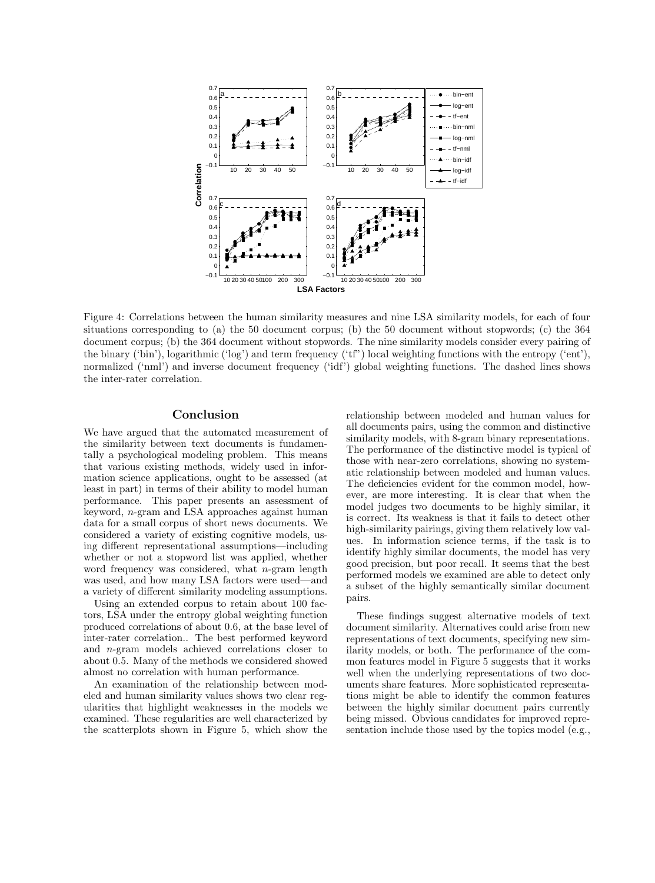Figure 4: Correlations between the human similarity measures and nine LSA similarity models, for each of four situations corresponding to (a) the 50 document corpus; (b) the 50 document without stopwords; (c) the 364 document corpus; (b) the 364 document without stopwords. The nine similarity models consider every pairing of the binary ('bin'), logarithmic ('log') and term frequency ('tf") local weighting functions with the entropy ('ent'), normalized ('nml') and inverse document frequency ('idf') global weighting functions. The dashed lines shows the inter-rater correlation.

## Conclusion

We have argued that the automated measurement of the similarity between text documents is fundamentally a psychological modeling problem. This means that various existing methods, widely used in information science applications, ought to be assessed (at least in part) in terms of their ability to model human performance. This paper presents an assessment of keyword, *n*-gram and LSA approaches against human data for a small corpus of short news documents. We considered a variety of existing cognitive models, using different representational assumptions—including whether or not a stopword list was applied, whether word frequency was considered, what *n*-gram length was used, and how many LSA factors were used—and a variety of different similarity modeling assumptions.

Using an extended corpus to retain about 100 factors, LSA under the entropy global weighting function produced correlations of about 0.6, at the base level of inter-rater correlation.. The best performed keyword and *n*-gram models achieved correlations closer to about 0.5. Many of the methods we considered showed almost no correlation with human performance.

An examination of the relationship between modeled and human similarity values shows two clear regularities that highlight weaknesses in the models we examined. These regularities are well characterized by the scatterplots shown in Figure 5, which show the relationship between modeled and human values for all documents pairs, using the common and distinctive similarity models, with 8-gram binary representations. The performance of the distinctive model is typical of those with near-zero correlations, showing no systematic relationship between modeled and human values. The deficiencies evident for the common model, however, are more interesting. It is clear that when the model judges two documents to be highly similar, it is correct. Its weakness is that it fails to detect other high-similarity pairings, giving them relatively low values. In information science terms, if the task is to identify highly similar documents, the model has very good precision, but poor recall. It seems that the best performed models we examined are able to detect only a subset of the highly semantically similar document pairs.

These findings suggest alternative models of text document similarity. Alternatives could arise from new representations of text documents, specifying new similarity models, or both. The performance of the common features model in Figure 5 suggests that it works well when the underlying representations of two documents share features. More sophisticated representations might be able to identify the common features between the highly similar document pairs currently being missed. Obvious candidates for improved representation include those used by the topics model (e.g.,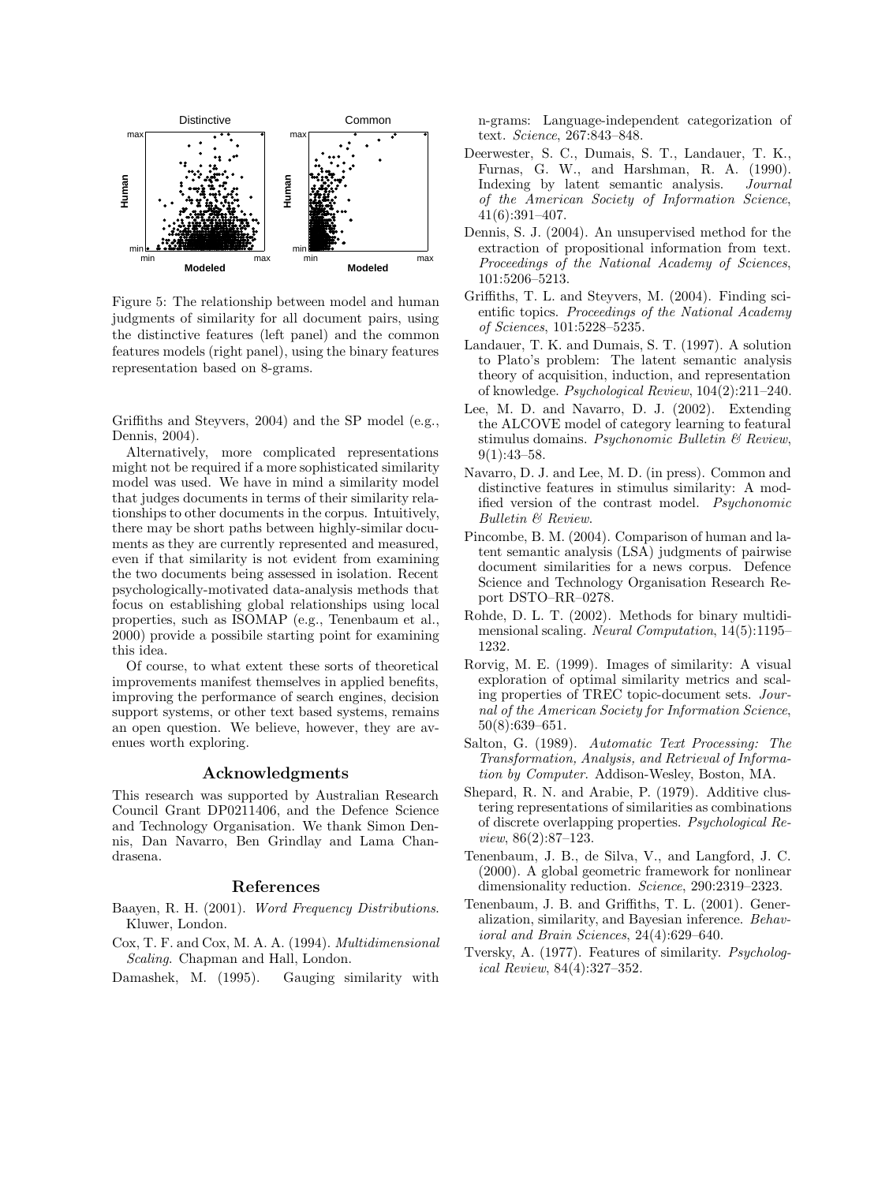Distinctive

max

Human

min

min

Modeled

max

Common

max

Human

min

min

Modeled

max

Figure 5: The relationship between model and human judgments of similarity for all document pairs, using the distinctive features (left panel) and the common features models (right panel), using the binary features representation based on 8-grams.

Griffiths and Steyvers, 2004) and the SP model (e.g., Dennis, 2004).

Alternatively, more complicated representations might not be required if a more sophisticated similarity model was used. We have in mind a similarity model that judges documents in terms of their similarity relationships to other documents in the corpus. Intuitively, there may be short paths between highly-similar documents as they are currently represented and measured, even if that similarity is not evident from examining the two documents being assessed in isolation. Recent psychologically-motivated data-analysis methods that focus on establishing global relationships using local properties, such as ISOMAP (e.g., Tenenbaum et al., 2000) provide a possibile starting point for examining this idea.

Of course, to what extent these sorts of theoretical improvements manifest themselves in applied benefits, improving the performance of search engines, decision support systems, or other text based systems, remains an open question. We believe, however, they are avenues worth exploring.

## Acknowledgments

This research was supported by Australian Research Council Grant DP0211406, and the Defence Science and Technology Organisation. We thank Simon Dennis, Dan Navarro, Ben Grindlay and Lama Chandrasena.

## References

Baayen, R. H. (2001). *Word Frequency Distributions*. Kluwer, London.

Cox, T. F. and Cox, M. A. A. (1994). *Multidimensional Scaling*. Chapman and Hall, London.

Damashek, M. (1995). Gauging similarity with n-grams: Language-independent categorization of text. *Science*, 267:843–848.

Deerwester, S. C., Dumais, S. T., Landauer, T. K., Furnas, G. W., and Harshman, R. A. (1990). Indexing by latent semantic analysis. *Journal of the American Society of Information Science*, 41(6):391–407.

Dennis, S. J. (2004). An unsupervised method for the extraction of propositional information from text. *Proceedings of the National Academy of Sciences*, 101:5206–5213.

Griffiths, T. L. and Steyvers, M. (2004). Finding scientific topics. *Proceedings of the National Academy of Sciences*, 101:5228–5235.

Landauer, T. K. and Dumais, S. T. (1997). A solution to Plato's problem: The latent semantic analysis theory of acquisition, induction, and representation of knowledge. *Psychological Review*, 104(2):211–240.

Lee, M. D. and Navarro, D. J. (2002). Extending the ALCOVE model of category learning to featural stimulus domains. *Psychonomic Bulletin & Review*, 9(1):43–58.

Navarro, D. J. and Lee, M. D. (in press). Common and distinctive features in stimulus similarity: A modified version of the contrast model. *Psychonomic Bulletin & Review*.

Pincombe, B. M. (2004). Comparison of human and latent semantic analysis (LSA) judgments of pairwise document similarities for a news corpus. Defence Science and Technology Organisation Research Report DSTO–RR–0278.

Rohde, D. L. T. (2002). Methods for binary multidimensional scaling. *Neural Computation*, 14(5):1195–1232.

Rorvig, M. E. (1999). Images of similarity: A visual exploration of optimal similarity metrics and scaling properties of TREC topic-document sets. *Journal of the American Society for Information Science*, 50(8):639–651.

Salton, G. (1989). *Automatic Text Processing: The Transformation, Analysis, and Retrieval of Information by Computer*. Addison-Wesley, Boston, MA.

Shepard, R. N. and Arabie, P. (1979). Additive clustering representations of similarities as combinations of discrete overlapping properties. *Psychological Review*, 86(2):87–123.

Tenenbaum, J. B., de Silva, V., and Langford, J. C. (2000). A global geometric framework for nonlinear dimensionality reduction. *Science*, 290:2319–2323.

Tenenbaum, J. B. and Griffiths, T. L. (2001). Generalization, similarity, and Bayesian inference. *Behavioral and Brain Sciences*, 24(4):629–640.

Tversky, A. (1977). Features of similarity. *Psychological Review*, 84(4):327–352.